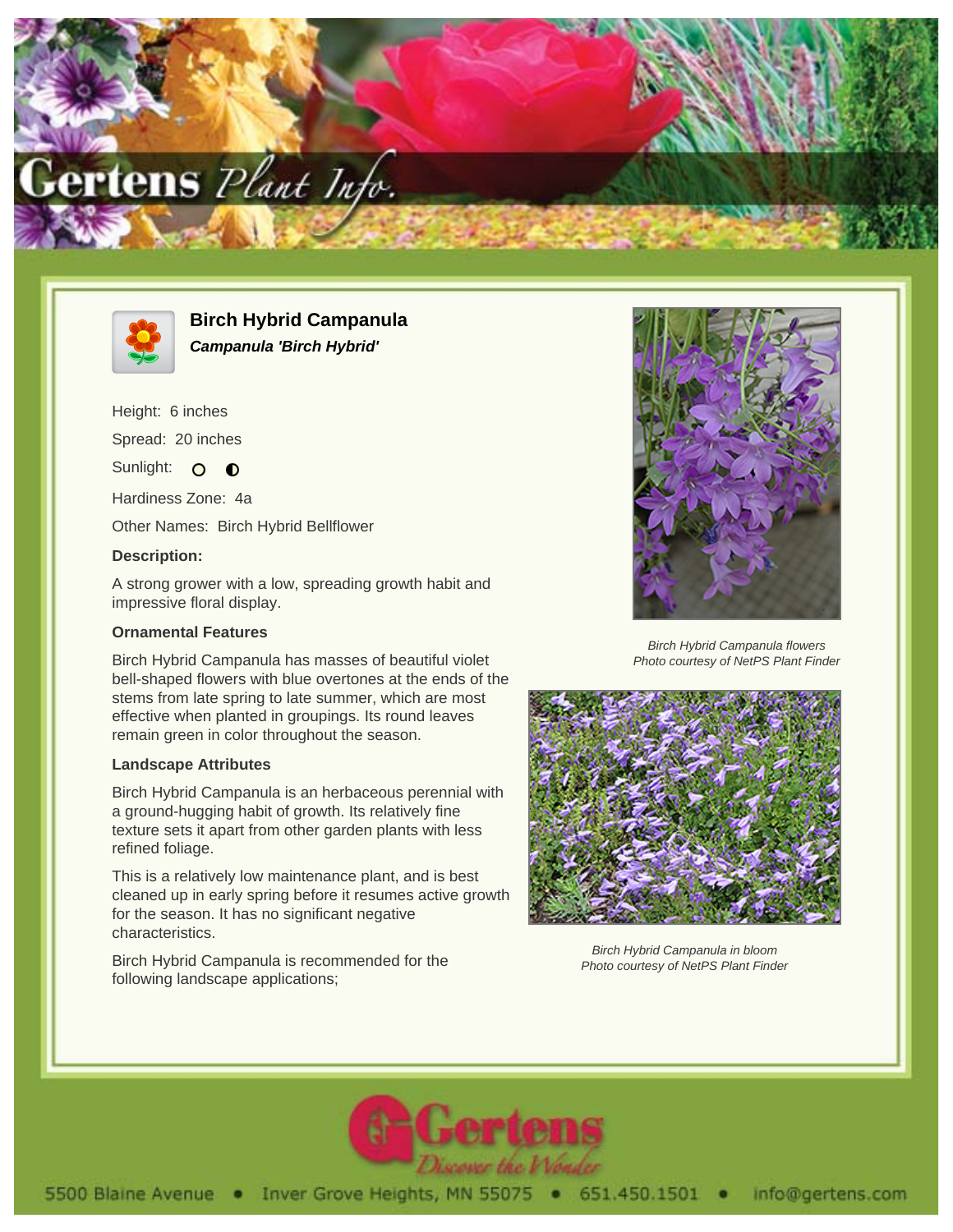# Birch Hybrid Campanula

***Campanula 'Birch Hybrid'***

Height: 6 inches

Spread: 20 inches

Sunlight: ○ ◐

Hardiness Zone: 4a

Other Names: Birch Hybrid Bellflower

**Description:**

A strong grower with a low, spreading growth habit and impressive floral display.

### Ornamental Features

Birch Hybrid Campanula has masses of beautiful violet bell-shaped flowers with blue overtones at the ends of the stems from late spring to late summer, which are most effective when planted in groupings. Its round leaves remain green in color throughout the season.

### Landscape Attributes

Birch Hybrid Campanula is an herbaceous perennial with a ground-hugging habit of growth. Its relatively fine texture sets it apart from other garden plants with less refined foliage.

This is a relatively low maintenance plant, and is best cleaned up in early spring before it resumes active growth for the season. It has no significant negative characteristics.

Birch Hybrid Campanula is recommended for the following landscape applications;

*Birch Hybrid Campanula flowers*
*Photo courtesy of NetPS Plant Finder*

*Birch Hybrid Campanula in bloom*
*Photo courtesy of NetPS Plant Finder*

5500 Blaine Avenue • Inver Grove Heights, MN 55075 • 651.450.1501 • info@gertens.com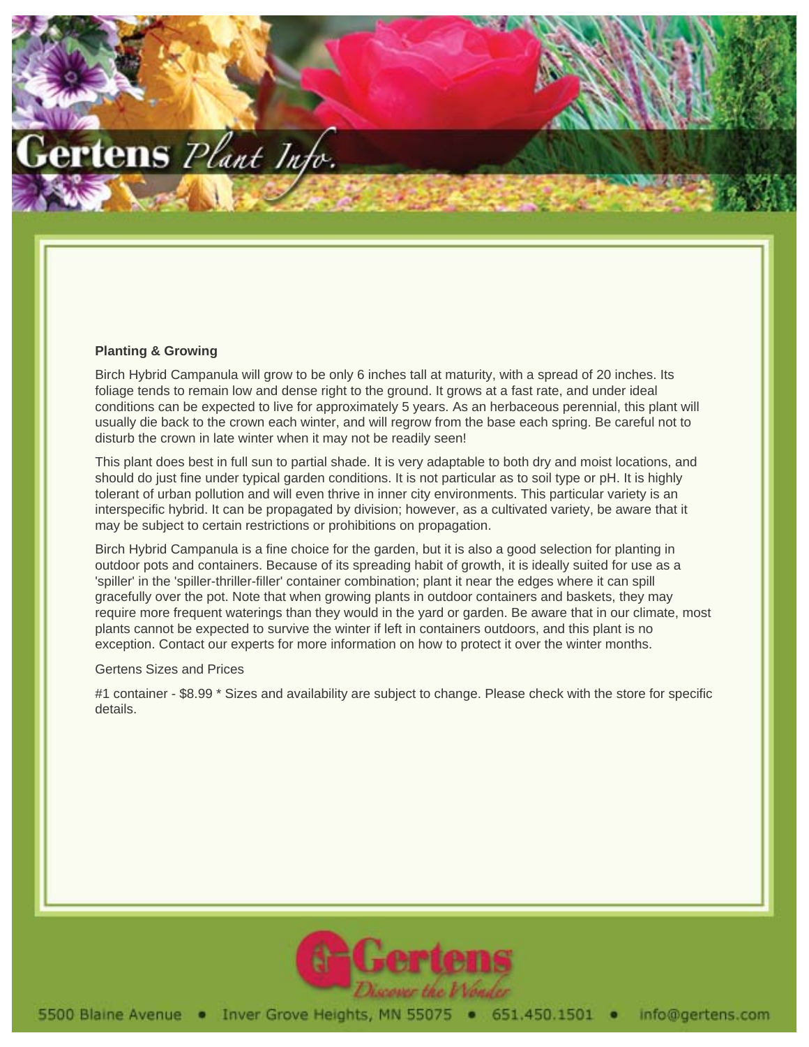**Planting & Growing**

Birch Hybrid Campanula will grow to be only 6 inches tall at maturity, with a spread of 20 inches. Its foliage tends to remain low and dense right to the ground. It grows at a fast rate, and under ideal conditions can be expected to live for approximately 5 years. As an herbaceous perennial, this plant will usually die back to the crown each winter, and will regrow from the base each spring. Be careful not to disturb the crown in late winter when it may not be readily seen!

This plant does best in full sun to partial shade. It is very adaptable to both dry and moist locations, and should do just fine under typical garden conditions. It is not particular as to soil type or pH. It is highly tolerant of urban pollution and will even thrive in inner city environments. This particular variety is an interspecific hybrid. It can be propagated by division; however, as a cultivated variety, be aware that it may be subject to certain restrictions or prohibitions on propagation.

Birch Hybrid Campanula is a fine choice for the garden, but it is also a good selection for planting in outdoor pots and containers. Because of its spreading habit of growth, it is ideally suited for use as a 'spiller' in the 'spiller-thriller-filler' container combination; plant it near the edges where it can spill gracefully over the pot. Note that when growing plants in outdoor containers and baskets, they may require more frequent waterings than they would in the yard or garden. Be aware that in our climate, most plants cannot be expected to survive the winter if left in containers outdoors, and this plant is no exception. Contact our experts for more information on how to protect it over the winter months.

Gertens Sizes and Prices

#1 container - $8.99 * Sizes and availability are subject to change. Please check with the store for specific details.